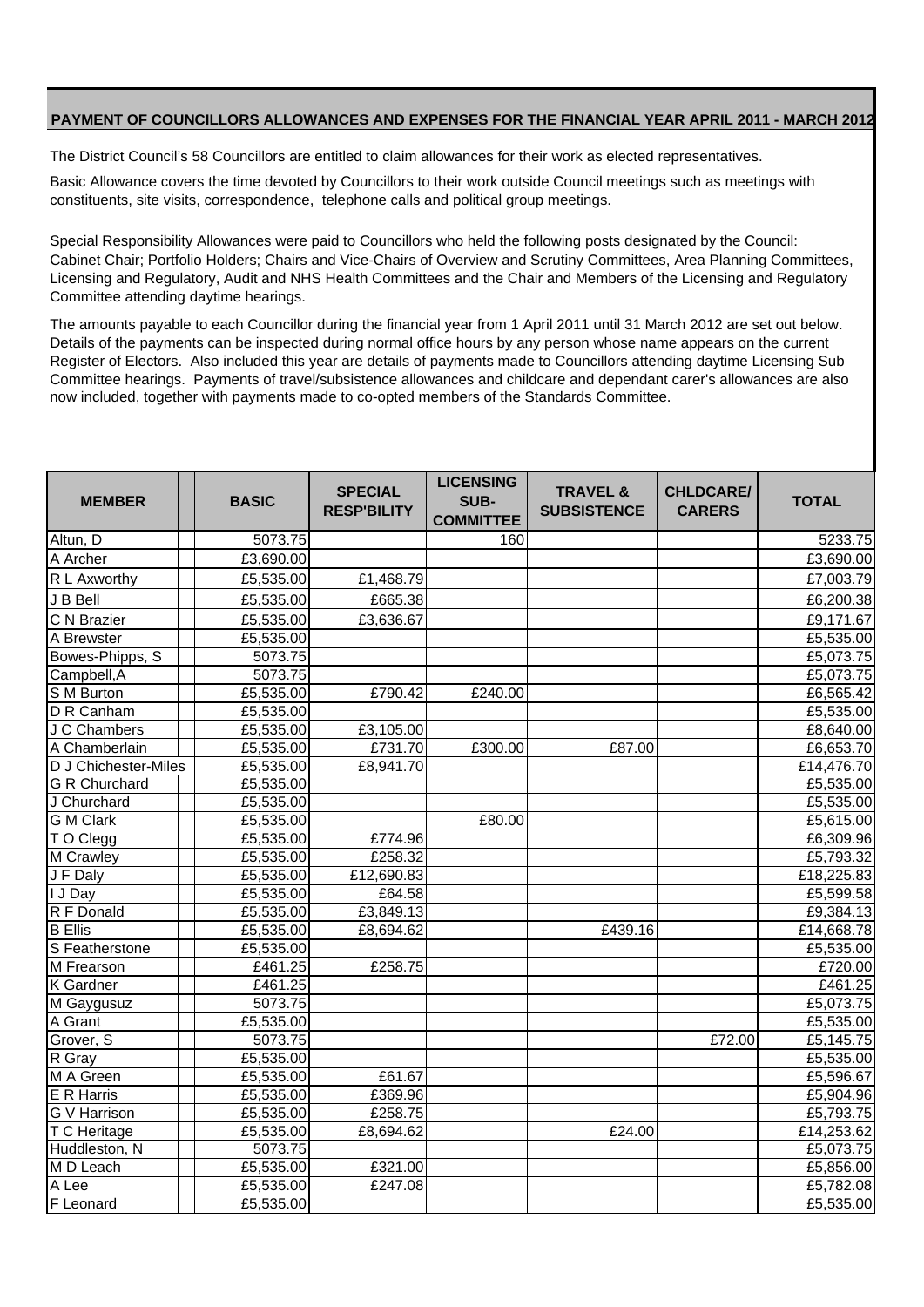## PAYMENT OF COUNCILLORS ALLOWANCES AND EXPENSES FOR THE FINANCIAL YEAR APRIL 2011 - MARCH 2012

The District Council's 58 Councillors are entitled to claim allowances for their work as elected representatives.

Basic Allowance covers the time devoted by Councillors to their work outside Council meetings such as meetings with constituents, site visits, correspondence, telephone calls and political group meetings.

Special Responsibility Allowances were paid to Councillors who held the following posts designated by the Council: Cabinet Chair; Portfolio Holders; Chairs and Vice-Chairs of Overview and Scrutiny Committees, Area Planning Committees, Licensing and Regulatory, Audit and NHS Health Committees and the Chair and Members of the Licensing and Regulatory Committee attending daytime hearings.

The amounts payable to each Councillor during the financial year from 1 April 2011 until 31 March 2012 are set out below. Details of the payments can be inspected during normal office hours by any person whose name appears on the current Register of Electors. Also included this year are details of payments made to Councillors attending daytime Licensing Sub Committee hearings. Payments of travel/subsistence allowances and childcare and dependant carer's allowances are also now included, together with payments made to co-opted members of the Standards Committee.

| MEMBER | | BASIC | SPECIAL RESP'BILITY | LICENSING SUB-COMMITTEE | TRAVEL & SUBSISTENCE | CHLDCARE/ CARERS | TOTAL |
|---|---|---|---|---|---|---|---|
| Altun, D | | 5073.75 | | 160 | | | 5233.75 |
| A Archer | | £3,690.00 | | | | | £3,690.00 |
| R L Axworthy | | £5,535.00 | £1,468.79 | | | | £7,003.79 |
| J B Bell | | £5,535.00 | £665.38 | | | | £6,200.38 |
| C N Brazier | | £5,535.00 | £3,636.67 | | | | £9,171.67 |
| A Brewster | | £5,535.00 | | | | | £5,535.00 |
| Bowes-Phipps, S | | 5073.75 | | | | | £5,073.75 |
| Campbell,A | | 5073.75 | | | | | £5,073.75 |
| S M Burton | | £5,535.00 | £790.42 | £240.00 | | | £6,565.42 |
| D R Canham | | £5,535.00 | | | | | £5,535.00 |
| J C Chambers | | £5,535.00 | £3,105.00 | | | | £8,640.00 |
| A Chamberlain | | £5,535.00 | £731.70 | £300.00 | £87.00 | | £6,653.70 |
| D J Chichester-Miles | | £5,535.00 | £8,941.70 | | | | £14,476.70 |
| G R Churchard | | £5,535.00 | | | | | £5,535.00 |
| J Churchard | | £5,535.00 | | | | | £5,535.00 |
| G M Clark | | £5,535.00 | | £80.00 | | | £5,615.00 |
| T O Clegg | | £5,535.00 | £774.96 | | | | £6,309.96 |
| M Crawley | | £5,535.00 | £258.32 | | | | £5,793.32 |
| J F Daly | | £5,535.00 | £12,690.83 | | | | £18,225.83 |
| I J Day | | £5,535.00 | £64.58 | | | | £5,599.58 |
| R F Donald | | £5,535.00 | £3,849.13 | | | | £9,384.13 |
| B Ellis | | £5,535.00 | £8,694.62 | | £439.16 | | £14,668.78 |
| S Featherstone | | £5,535.00 | | | | | £5,535.00 |
| M Frearson | | £461.25 | £258.75 | | | | £720.00 |
| K Gardner | | £461.25 | | | | | £461.25 |
| M Gaygusuz | | 5073.75 | | | | | £5,073.75 |
| A Grant | | £5,535.00 | | | | | £5,535.00 |
| Grover, S | | 5073.75 | | | | £72.00 | £5,145.75 |
| R Gray | | £5,535.00 | | | | | £5,535.00 |
| M A Green | | £5,535.00 | £61.67 | | | | £5,596.67 |
| E R Harris | | £5,535.00 | £369.96 | | | | £5,904.96 |
| G V Harrison | | £5,535.00 | £258.75 | | | | £5,793.75 |
| T C Heritage | | £5,535.00 | £8,694.62 | | £24.00 | | £14,253.62 |
| Huddleston, N | | 5073.75 | | | | | £5,073.75 |
| M D Leach | | £5,535.00 | £321.00 | | | | £5,856.00 |
| A Lee | | £5,535.00 | £247.08 | | | | £5,782.08 |
| F Leonard | | £5,535.00 | | | | | £5,535.00 |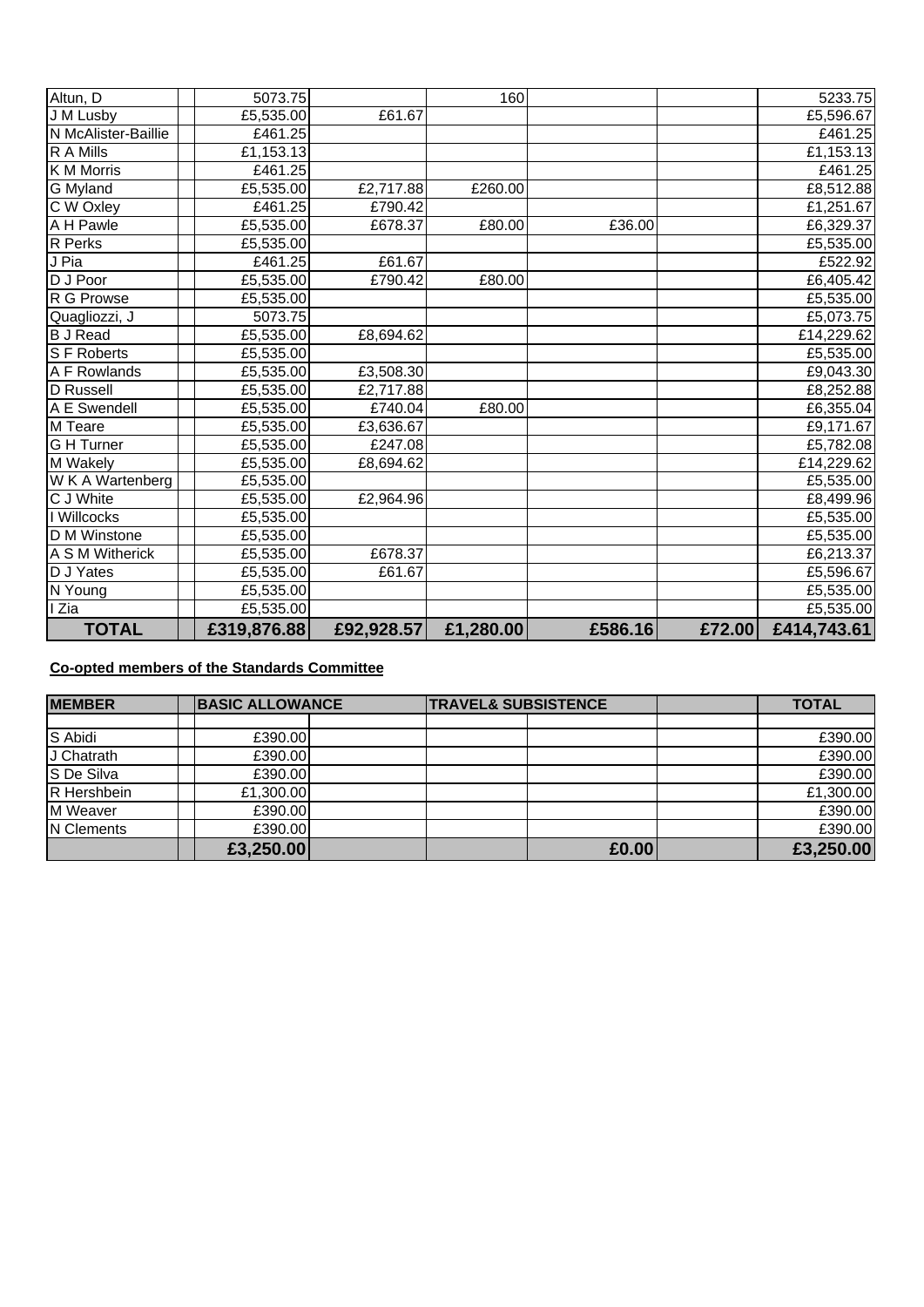| | | | | | | | |
|---|---|---|---|---|---|---|---|
| Altun, D | | 5073.75 | | 160 | | | 5233.75 |
| J M Lusby | | £5,535.00 | £61.67 | | | | £5,596.67 |
| N McAlister-Baillie | | £461.25 | | | | | £461.25 |
| R A Mills | | £1,153.13 | | | | | £1,153.13 |
| K M Morris | | £461.25 | | | | | £461.25 |
| G Myland | | £5,535.00 | £2,717.88 | £260.00 | | | £8,512.88 |
| C W Oxley | | £461.25 | £790.42 | | | | £1,251.67 |
| A H Pawle | | £5,535.00 | £678.37 | £80.00 | £36.00 | | £6,329.37 |
| R Perks | | £5,535.00 | | | | | £5,535.00 |
| J Pia | | £461.25 | £61.67 | | | | £522.92 |
| D J Poor | | £5,535.00 | £790.42 | £80.00 | | | £6,405.42 |
| R G Prowse | | £5,535.00 | | | | | £5,535.00 |
| Quagliozzi, J | | 5073.75 | | | | | £5,073.75 |
| B J Read | | £5,535.00 | £8,694.62 | | | | £14,229.62 |
| S F Roberts | | £5,535.00 | | | | | £5,535.00 |
| A F Rowlands | | £5,535.00 | £3,508.30 | | | | £9,043.30 |
| D Russell | | £5,535.00 | £2,717.88 | | | | £8,252.88 |
| A E Swendell | | £5,535.00 | £740.04 | £80.00 | | | £6,355.04 |
| M Teare | | £5,535.00 | £3,636.67 | | | | £9,171.67 |
| G H Turner | | £5,535.00 | £247.08 | | | | £5,782.08 |
| M Wakely | | £5,535.00 | £8,694.62 | | | | £14,229.62 |
| W K A Wartenberg | | £5,535.00 | | | | | £5,535.00 |
| C J White | | £5,535.00 | £2,964.96 | | | | £8,499.96 |
| I Willcocks | | £5,535.00 | | | | | £5,535.00 |
| D M Winstone | | £5,535.00 | | | | | £5,535.00 |
| A S M Witherick | | £5,535.00 | £678.37 | | | | £6,213.37 |
| D J Yates | | £5,535.00 | £61.67 | | | | £5,596.67 |
| N Young | | £5,535.00 | | | | | £5,535.00 |
| I Zia | | £5,535.00 | | | | | £5,535.00 |
| **TOTAL** | | **£319,876.88** | **£92,928.57** | **£1,280.00** | **£586.16** | **£72.00** | **£414,743.61** |

**Co-opted members of the Standards Committee**

| MEMBER | | BASIC ALLOWANCE | | TRAVEL& SUBSISTENCE | | | TOTAL |
|---|---|---|---|---|---|---|---|
| | | | | | | | |
| S Abidi | | £390.00 | | | | | £390.00 |
| J Chatrath | | £390.00 | | | | | £390.00 |
| S De Silva | | £390.00 | | | | | £390.00 |
| R Hershbein | | £1,300.00 | | | | | £1,300.00 |
| M Weaver | | £390.00 | | | | | £390.00 |
| N Clements | | £390.00 | | | | | £390.00 |
| | | **£3,250.00** | | | **£0.00** | | **£3,250.00** |